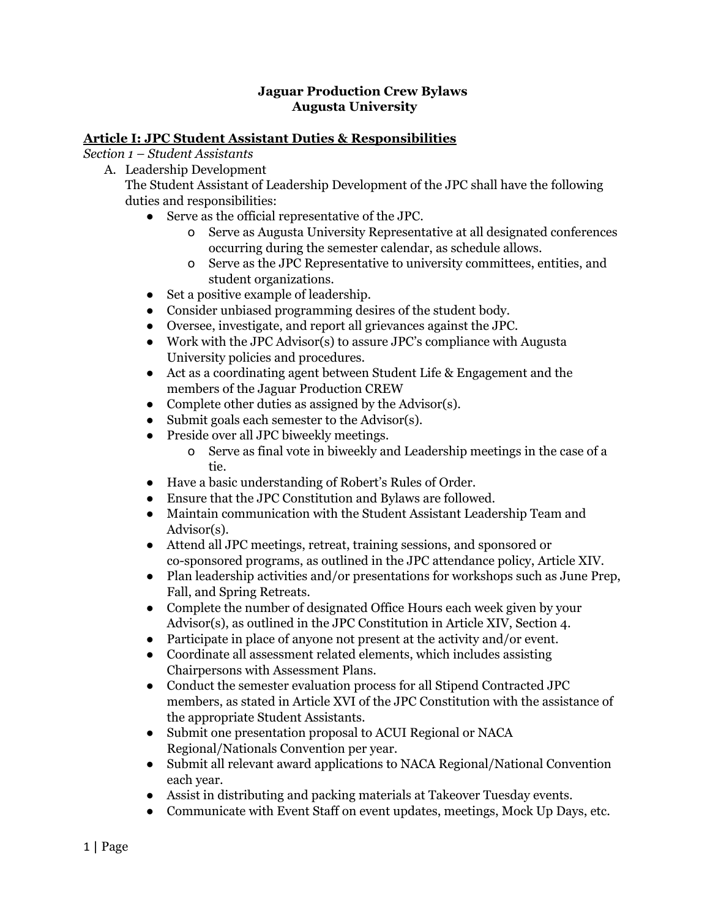# Jaguar Production Crew Bylaws
# Augusta University

## Article I: JPC Student Assistant Duties & Responsibilities

*Section 1 – Student Assistants*

A. Leadership Development

The Student Assistant of Leadership Development of the JPC shall have the following duties and responsibilities:

- Serve as the official representative of the JPC.
  - Serve as Augusta University Representative at all designated conferences occurring during the semester calendar, as schedule allows.
  - Serve as the JPC Representative to university committees, entities, and student organizations.
- Set a positive example of leadership.
- Consider unbiased programming desires of the student body.
- Oversee, investigate, and report all grievances against the JPC.
- Work with the JPC Advisor(s) to assure JPC's compliance with Augusta University policies and procedures.
- Act as a coordinating agent between Student Life & Engagement and the members of the Jaguar Production CREW
- Complete other duties as assigned by the Advisor(s).
- Submit goals each semester to the Advisor(s).
- Preside over all JPC biweekly meetings.
  - Serve as final vote in biweekly and Leadership meetings in the case of a tie.
- Have a basic understanding of Robert's Rules of Order.
- Ensure that the JPC Constitution and Bylaws are followed.
- Maintain communication with the Student Assistant Leadership Team and Advisor(s).
- Attend all JPC meetings, retreat, training sessions, and sponsored or co-sponsored programs, as outlined in the JPC attendance policy, Article XIV.
- Plan leadership activities and/or presentations for workshops such as June Prep, Fall, and Spring Retreats.
- Complete the number of designated Office Hours each week given by your Advisor(s), as outlined in the JPC Constitution in Article XIV, Section 4.
- Participate in place of anyone not present at the activity and/or event.
- Coordinate all assessment related elements, which includes assisting Chairpersons with Assessment Plans.
- Conduct the semester evaluation process for all Stipend Contracted JPC members, as stated in Article XVI of the JPC Constitution with the assistance of the appropriate Student Assistants.
- Submit one presentation proposal to ACUI Regional or NACA Regional/Nationals Convention per year.
- Submit all relevant award applications to NACA Regional/National Convention each year.
- Assist in distributing and packing materials at Takeover Tuesday events.
- Communicate with Event Staff on event updates, meetings, Mock Up Days, etc.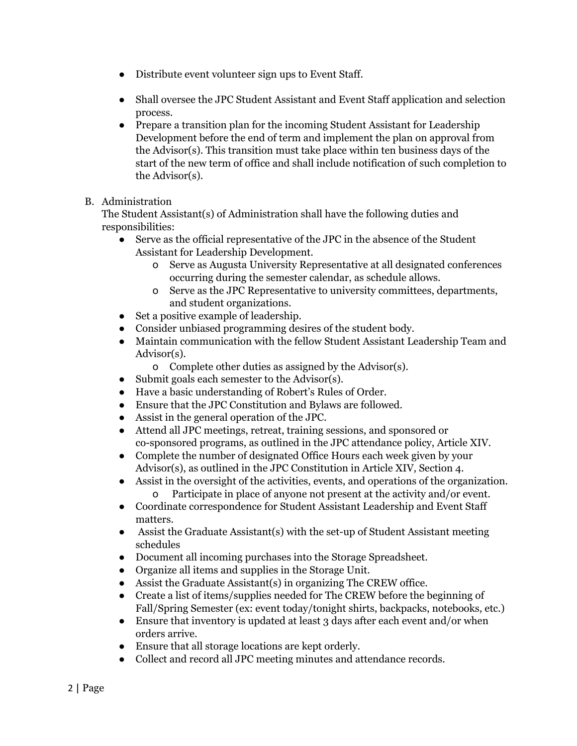- Distribute event volunteer sign ups to Event Staff.
- Shall oversee the JPC Student Assistant and Event Staff application and selection process.
- Prepare a transition plan for the incoming Student Assistant for Leadership Development before the end of term and implement the plan on approval from the Advisor(s). This transition must take place within ten business days of the start of the new term of office and shall include notification of such completion to the Advisor(s).

B. Administration

The Student Assistant(s) of Administration shall have the following duties and responsibilities:

- Serve as the official representative of the JPC in the absence of the Student Assistant for Leadership Development.
    - o Serve as Augusta University Representative at all designated conferences occurring during the semester calendar, as schedule allows.
    - o Serve as the JPC Representative to university committees, departments, and student organizations.
- Set a positive example of leadership.
- Consider unbiased programming desires of the student body.
- Maintain communication with the fellow Student Assistant Leadership Team and Advisor(s).
    - o Complete other duties as assigned by the Advisor(s).
- Submit goals each semester to the Advisor(s).
- Have a basic understanding of Robert's Rules of Order.
- Ensure that the JPC Constitution and Bylaws are followed.
- Assist in the general operation of the JPC.
- Attend all JPC meetings, retreat, training sessions, and sponsored or co-sponsored programs, as outlined in the JPC attendance policy, Article XIV.
- Complete the number of designated Office Hours each week given by your Advisor(s), as outlined in the JPC Constitution in Article XIV, Section 4.
- Assist in the oversight of the activities, events, and operations of the organization.
    - o Participate in place of anyone not present at the activity and/or event.
- Coordinate correspondence for Student Assistant Leadership and Event Staff matters.
- Assist the Graduate Assistant(s) with the set-up of Student Assistant meeting schedules
- Document all incoming purchases into the Storage Spreadsheet.
- Organize all items and supplies in the Storage Unit.
- Assist the Graduate Assistant(s) in organizing The CREW office.
- Create a list of items/supplies needed for The CREW before the beginning of Fall/Spring Semester (ex: event today/tonight shirts, backpacks, notebooks, etc.)
- Ensure that inventory is updated at least 3 days after each event and/or when orders arrive.
- Ensure that all storage locations are kept orderly.
- Collect and record all JPC meeting minutes and attendance records.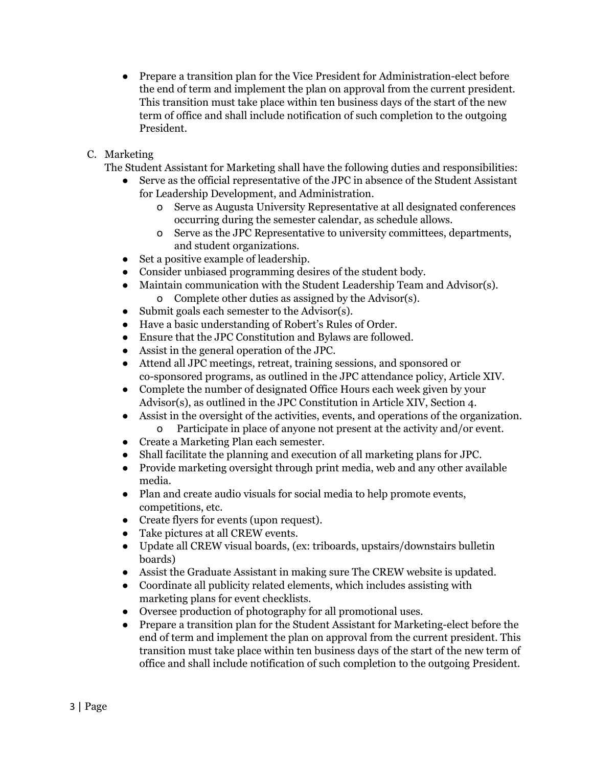- Prepare a transition plan for the Vice President for Administration-elect before the end of term and implement the plan on approval from the current president. This transition must take place within ten business days of the start of the new term of office and shall include notification of such completion to the outgoing President.

C. Marketing

The Student Assistant for Marketing shall have the following duties and responsibilities:

- Serve as the official representative of the JPC in absence of the Student Assistant for Leadership Development, and Administration.
  - Serve as Augusta University Representative at all designated conferences occurring during the semester calendar, as schedule allows.
  - Serve as the JPC Representative to university committees, departments, and student organizations.
- Set a positive example of leadership.
- Consider unbiased programming desires of the student body.
- Maintain communication with the Student Leadership Team and Advisor(s).
  - Complete other duties as assigned by the Advisor(s).
- Submit goals each semester to the Advisor(s).
- Have a basic understanding of Robert's Rules of Order.
- Ensure that the JPC Constitution and Bylaws are followed.
- Assist in the general operation of the JPC.
- Attend all JPC meetings, retreat, training sessions, and sponsored or co-sponsored programs, as outlined in the JPC attendance policy, Article XIV.
- Complete the number of designated Office Hours each week given by your Advisor(s), as outlined in the JPC Constitution in Article XIV, Section 4.
- Assist in the oversight of the activities, events, and operations of the organization.
  - Participate in place of anyone not present at the activity and/or event.
- Create a Marketing Plan each semester.
- Shall facilitate the planning and execution of all marketing plans for JPC.
- Provide marketing oversight through print media, web and any other available media.
- Plan and create audio visuals for social media to help promote events, competitions, etc.
- Create flyers for events (upon request).
- Take pictures at all CREW events.
- Update all CREW visual boards, (ex: triboards, upstairs/downstairs bulletin boards)
- Assist the Graduate Assistant in making sure The CREW website is updated.
- Coordinate all publicity related elements, which includes assisting with marketing plans for event checklists.
- Oversee production of photography for all promotional uses.
- Prepare a transition plan for the Student Assistant for Marketing-elect before the end of term and implement the plan on approval from the current president. This transition must take place within ten business days of the start of the new term of office and shall include notification of such completion to the outgoing President.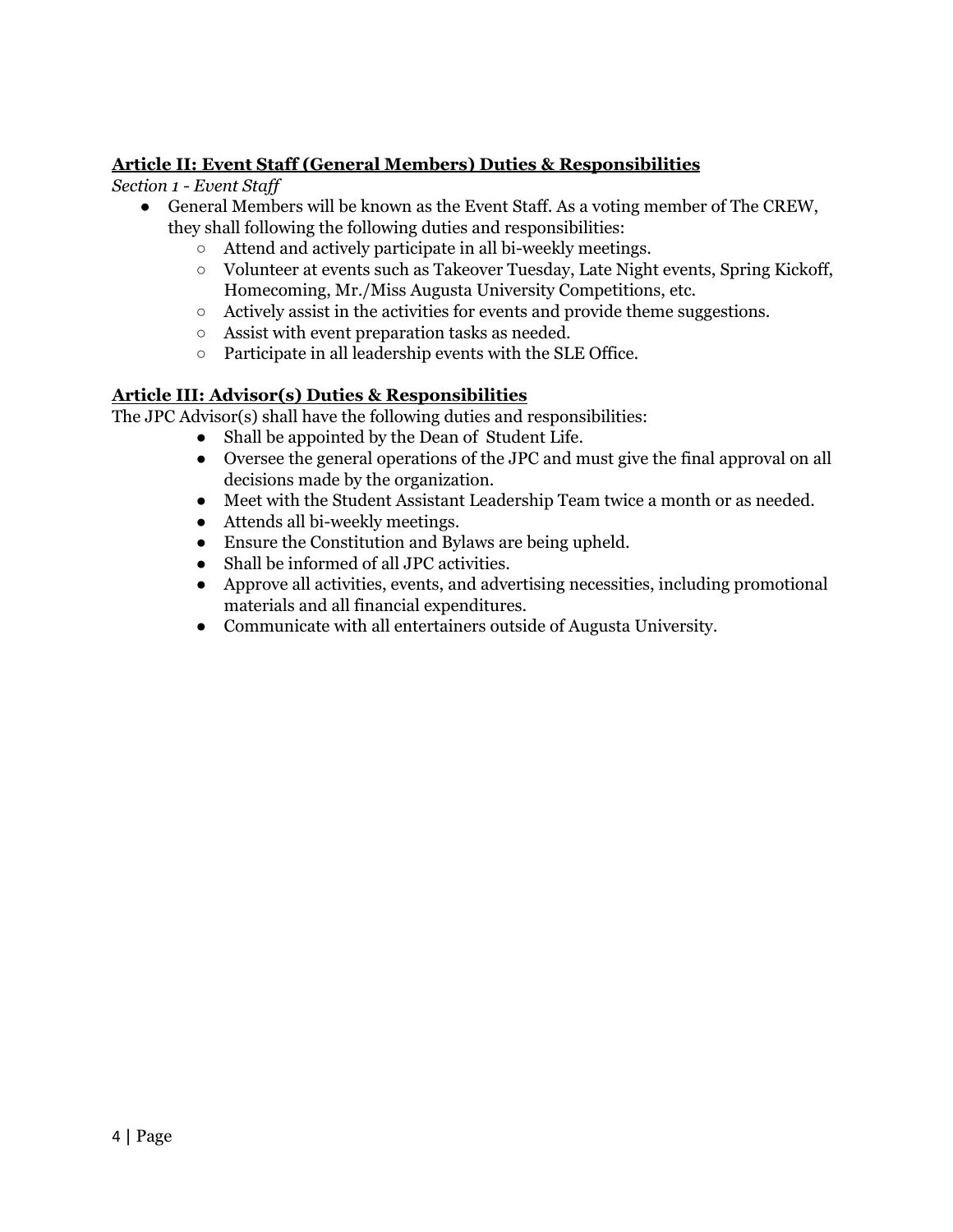## Article II: Event Staff (General Members) Duties & Responsibilities

*Section 1 - Event Staff*

- General Members will be known as the Event Staff. As a voting member of The CREW, they shall following the following duties and responsibilities:
  - Attend and actively participate in all bi-weekly meetings.
  - Volunteer at events such as Takeover Tuesday, Late Night events, Spring Kickoff, Homecoming, Mr./Miss Augusta University Competitions, etc.
  - Actively assist in the activities for events and provide theme suggestions.
  - Assist with event preparation tasks as needed.
  - Participate in all leadership events with the SLE Office.

## Article III: Advisor(s) Duties & Responsibilities

The JPC Advisor(s) shall have the following duties and responsibilities:

- Shall be appointed by the Dean of Student Life.
- Oversee the general operations of the JPC and must give the final approval on all decisions made by the organization.
- Meet with the Student Assistant Leadership Team twice a month or as needed.
- Attends all bi-weekly meetings.
- Ensure the Constitution and Bylaws are being upheld.
- Shall be informed of all JPC activities.
- Approve all activities, events, and advertising necessities, including promotional materials and all financial expenditures.
- Communicate with all entertainers outside of Augusta University.